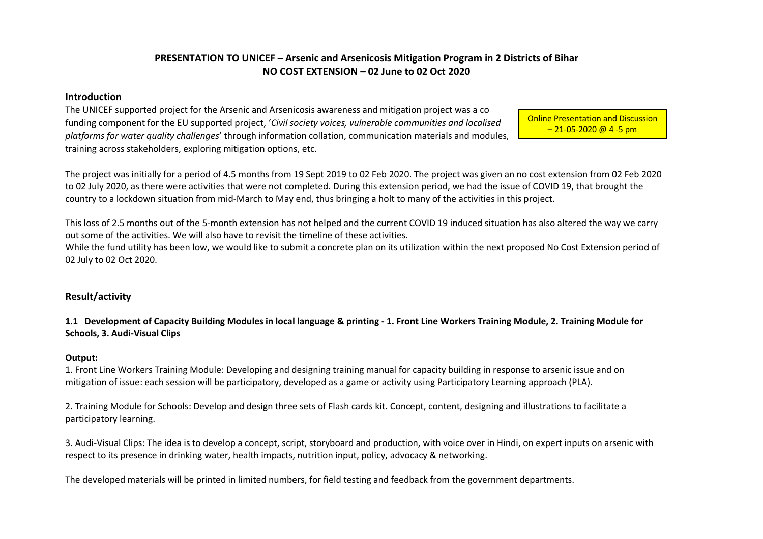**PRESENTATION TO UNICEF – Arsenic and Arsenicosis Mitigation Program in 2 Districts of Bihar**
**NO COST EXTENSION – 02 June to 02 Oct 2020**

Online Presentation and Discussion – 21-05-2020 @ 4 -5 pm

## Introduction

The UNICEF supported project for the Arsenic and Arsenicosis awareness and mitigation project was a co funding component for the EU supported project, '*Civil society voices, vulnerable communities and localised platforms for water quality challenges*' through information collation, communication materials and modules, training across stakeholders, exploring mitigation options, etc.

The project was initially for a period of 4.5 months from 19 Sept 2019 to 02 Feb 2020. The project was given an no cost extension from 02 Feb 2020 to 02 July 2020, as there were activities that were not completed. During this extension period, we had the issue of COVID 19, that brought the country to a lockdown situation from mid-March to May end, thus bringing a holt to many of the activities in this project.

This loss of 2.5 months out of the 5-month extension has not helped and the current COVID 19 induced situation has also altered the way we carry out some of the activities. We will also have to revisit the timeline of these activities.
While the fund utility has been low, we would like to submit a concrete plan on its utilization within the next proposed No Cost Extension period of 02 July to 02 Oct 2020.

## Result/activity

**1.1 Development of Capacity Building Modules in local language & printing - 1. Front Line Workers Training Module, 2. Training Module for Schools, 3. Audi-Visual Clips**

**Output:**

1. Front Line Workers Training Module: Developing and designing training manual for capacity building in response to arsenic issue and on mitigation of issue: each session will be participatory, developed as a game or activity using Participatory Learning approach (PLA).

2. Training Module for Schools: Develop and design three sets of Flash cards kit. Concept, content, designing and illustrations to facilitate a participatory learning.

3. Audi-Visual Clips: The idea is to develop a concept, script, storyboard and production, with voice over in Hindi, on expert inputs on arsenic with respect to its presence in drinking water, health impacts, nutrition input, policy, advocacy & networking.

The developed materials will be printed in limited numbers, for field testing and feedback from the government departments.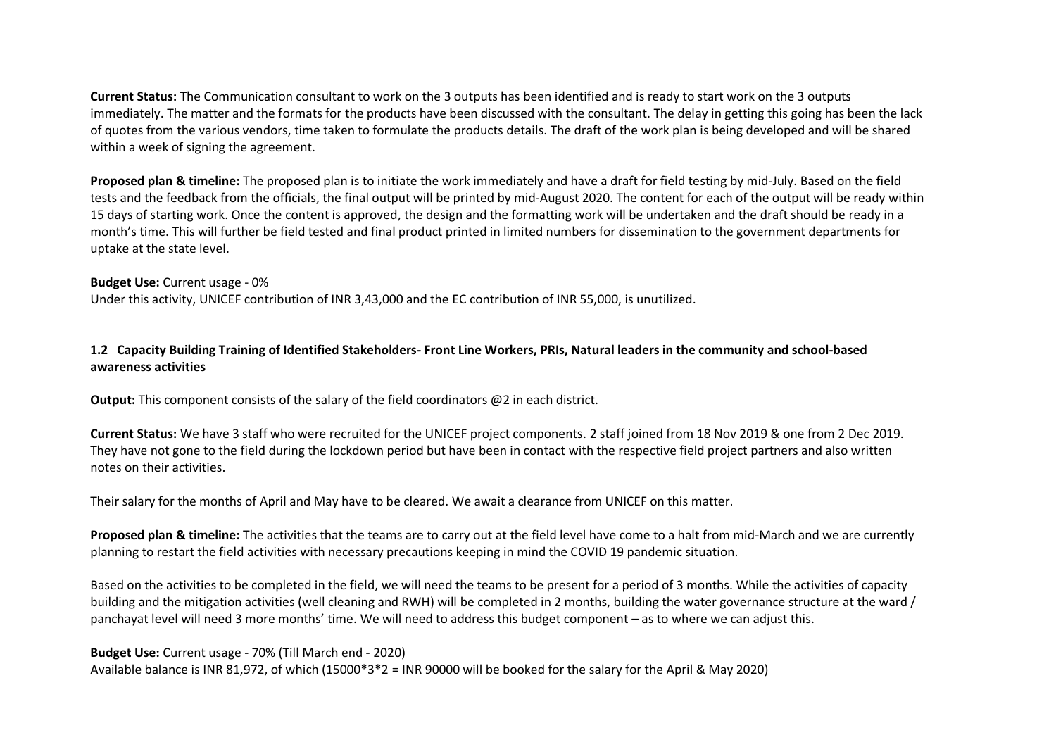**Current Status:** The Communication consultant to work on the 3 outputs has been identified and is ready to start work on the 3 outputs immediately. The matter and the formats for the products have been discussed with the consultant. The delay in getting this going has been the lack of quotes from the various vendors, time taken to formulate the products details. The draft of the work plan is being developed and will be shared within a week of signing the agreement.

**Proposed plan & timeline:** The proposed plan is to initiate the work immediately and have a draft for field testing by mid-July. Based on the field tests and the feedback from the officials, the final output will be printed by mid-August 2020. The content for each of the output will be ready within 15 days of starting work. Once the content is approved, the design and the formatting work will be undertaken and the draft should be ready in a month's time. This will further be field tested and final product printed in limited numbers for dissemination to the government departments for uptake at the state level.

**Budget Use:** Current usage - 0%
Under this activity, UNICEF contribution of INR 3,43,000 and the EC contribution of INR 55,000, is unutilized.

### 1.2 Capacity Building Training of Identified Stakeholders- Front Line Workers, PRIs, Natural leaders in the community and school-based awareness activities

**Output:** This component consists of the salary of the field coordinators @2 in each district.

**Current Status:** We have 3 staff who were recruited for the UNICEF project components. 2 staff joined from 18 Nov 2019 & one from 2 Dec 2019. They have not gone to the field during the lockdown period but have been in contact with the respective field project partners and also written notes on their activities.

Their salary for the months of April and May have to be cleared. We await a clearance from UNICEF on this matter.

**Proposed plan & timeline:** The activities that the teams are to carry out at the field level have come to a halt from mid-March and we are currently planning to restart the field activities with necessary precautions keeping in mind the COVID 19 pandemic situation.

Based on the activities to be completed in the field, we will need the teams to be present for a period of 3 months. While the activities of capacity building and the mitigation activities (well cleaning and RWH) will be completed in 2 months, building the water governance structure at the ward / panchayat level will need 3 more months' time. We will need to address this budget component – as to where we can adjust this.

**Budget Use:** Current usage - 70% (Till March end - 2020)
Available balance is INR 81,972, of which (15000*3*2 = INR 90000 will be booked for the salary for the April & May 2020)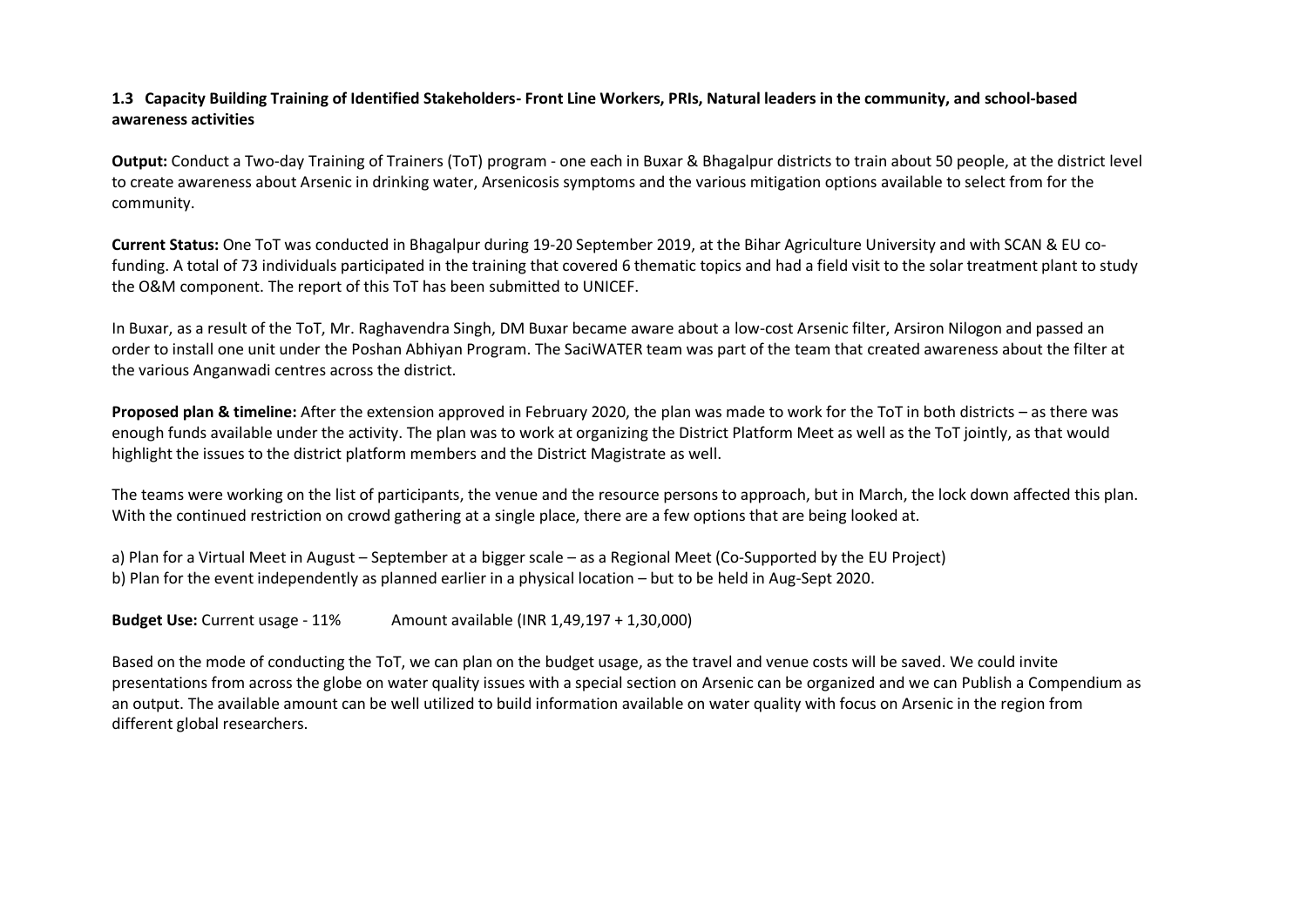### 1.3 Capacity Building Training of Identified Stakeholders- Front Line Workers, PRIs, Natural leaders in the community, and school-based awareness activities

**Output:** Conduct a Two-day Training of Trainers (ToT) program - one each in Buxar & Bhagalpur districts to train about 50 people, at the district level to create awareness about Arsenic in drinking water, Arsenicosis symptoms and the various mitigation options available to select from for the community.

**Current Status:** One ToT was conducted in Bhagalpur during 19-20 September 2019, at the Bihar Agriculture University and with SCAN & EU co-funding. A total of 73 individuals participated in the training that covered 6 thematic topics and had a field visit to the solar treatment plant to study the O&M component. The report of this ToT has been submitted to UNICEF.

In Buxar, as a result of the ToT, Mr. Raghavendra Singh, DM Buxar became aware about a low-cost Arsenic filter, Arsiron Nilogon and passed an order to install one unit under the Poshan Abhiyan Program. The SaciWATER team was part of the team that created awareness about the filter at the various Anganwadi centres across the district.

**Proposed plan & timeline:** After the extension approved in February 2020, the plan was made to work for the ToT in both districts – as there was enough funds available under the activity. The plan was to work at organizing the District Platform Meet as well as the ToT jointly, as that would highlight the issues to the district platform members and the District Magistrate as well.

The teams were working on the list of participants, the venue and the resource persons to approach, but in March, the lock down affected this plan. With the continued restriction on crowd gathering at a single place, there are a few options that are being looked at.

a) Plan for a Virtual Meet in August – September at a bigger scale – as a Regional Meet (Co-Supported by the EU Project)
b) Plan for the event independently as planned earlier in a physical location – but to be held in Aug-Sept 2020.

**Budget Use:** Current usage - 11% Amount available (INR 1,49,197 + 1,30,000)

Based on the mode of conducting the ToT, we can plan on the budget usage, as the travel and venue costs will be saved. We could invite presentations from across the globe on water quality issues with a special section on Arsenic can be organized and we can Publish a Compendium as an output. The available amount can be well utilized to build information available on water quality with focus on Arsenic in the region from different global researchers.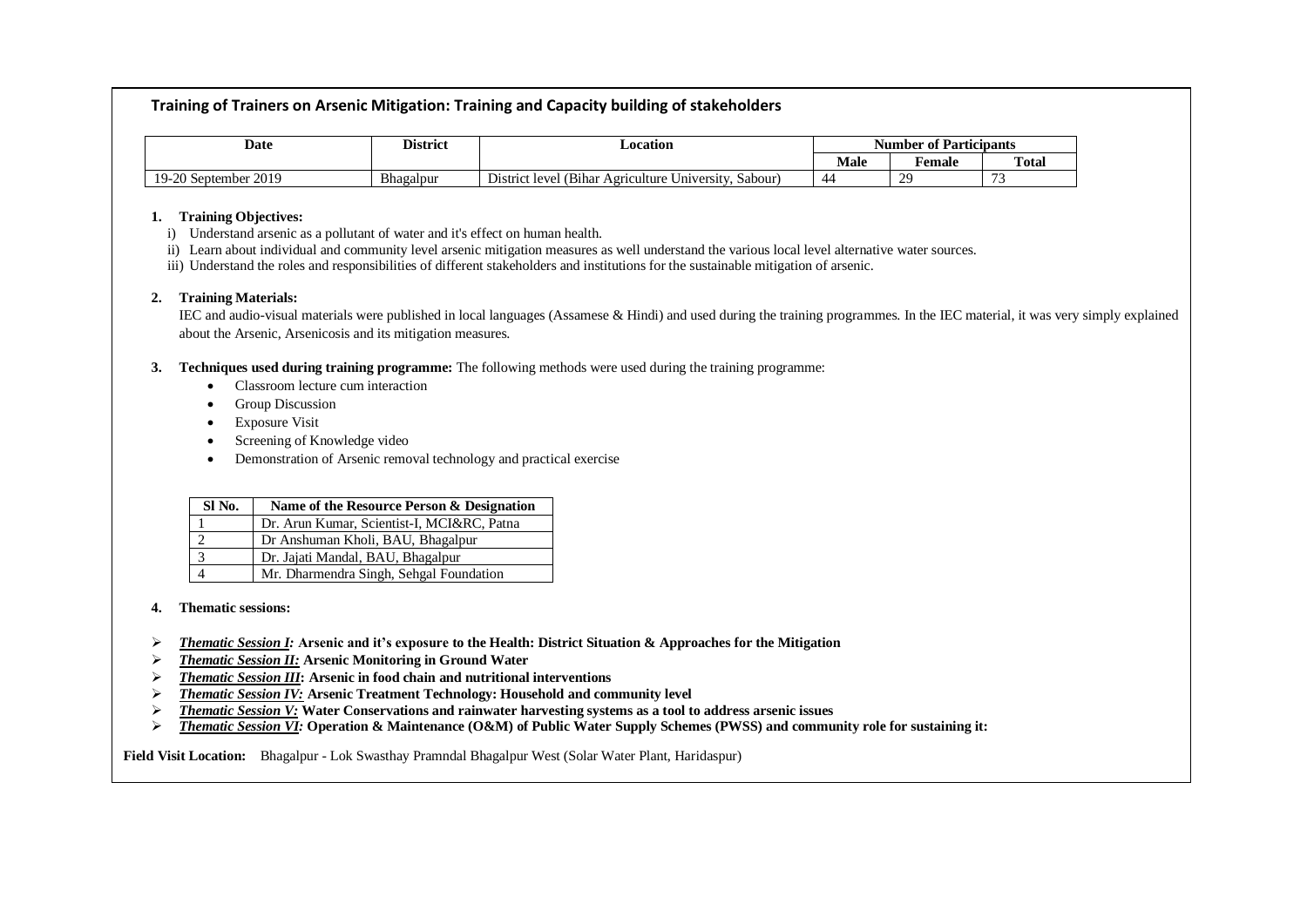## Training of Trainers on Arsenic Mitigation: Training and Capacity building of stakeholders

| Date | District | Location | Number of Participants | | |
|---|---|---|---|---|---|
| | | | Male | Female | Total |
| 19-20 September 2019 | Bhagalpur | District level (Bihar Agriculture University, Sabour) | 44 | 29 | 73 |

1. **Training Objectives:**
   i) Understand arsenic as a pollutant of water and it's effect on human health.
   ii) Learn about individual and community level arsenic mitigation measures as well understand the various local level alternative water sources.
   iii) Understand the roles and responsibilities of different stakeholders and institutions for the sustainable mitigation of arsenic.

2. **Training Materials:**
   IEC and audio-visual materials were published in local languages (Assamese & Hindi) and used during the training programmes. In the IEC material, it was very simply explained about the Arsenic, Arsenicosis and its mitigation measures.

3. **Techniques used during training programme:** The following methods were used during the training programme:
   - Classroom lecture cum interaction
   - Group Discussion
   - Exposure Visit
   - Screening of Knowledge video
   - Demonstration of Arsenic removal technology and practical exercise

| Sl No. | Name of the Resource Person & Designation |
|---|---|
| 1 | Dr. Arun Kumar, Scientist-I, MCI&RC, Patna |
| 2 | Dr Anshuman Kholi, BAU, Bhagalpur |
| 3 | Dr. Jajati Mandal, BAU, Bhagalpur |
| 4 | Mr. Dharmendra Singh, Sehgal Foundation |

4. **Thematic sessions:**

- ***Thematic Session I:*** **Arsenic and it's exposure to the Health: District Situation & Approaches for the Mitigation**
- ***Thematic Session II:*** **Arsenic Monitoring in Ground Water**
- ***Thematic Session III*****: Arsenic in food chain and nutritional interventions**
- ***Thematic Session IV:*** **Arsenic Treatment Technology: Household and community level**
- ***Thematic Session V:*** **Water Conservations and rainwater harvesting systems as a tool to address arsenic issues**
- ***Thematic Session VI:*** **Operation & Maintenance (O&M) of Public Water Supply Schemes (PWSS) and community role for sustaining it:**

**Field Visit Location:** Bhagalpur - Lok Swasthay Pramndal Bhagalpur West (Solar Water Plant, Haridaspur)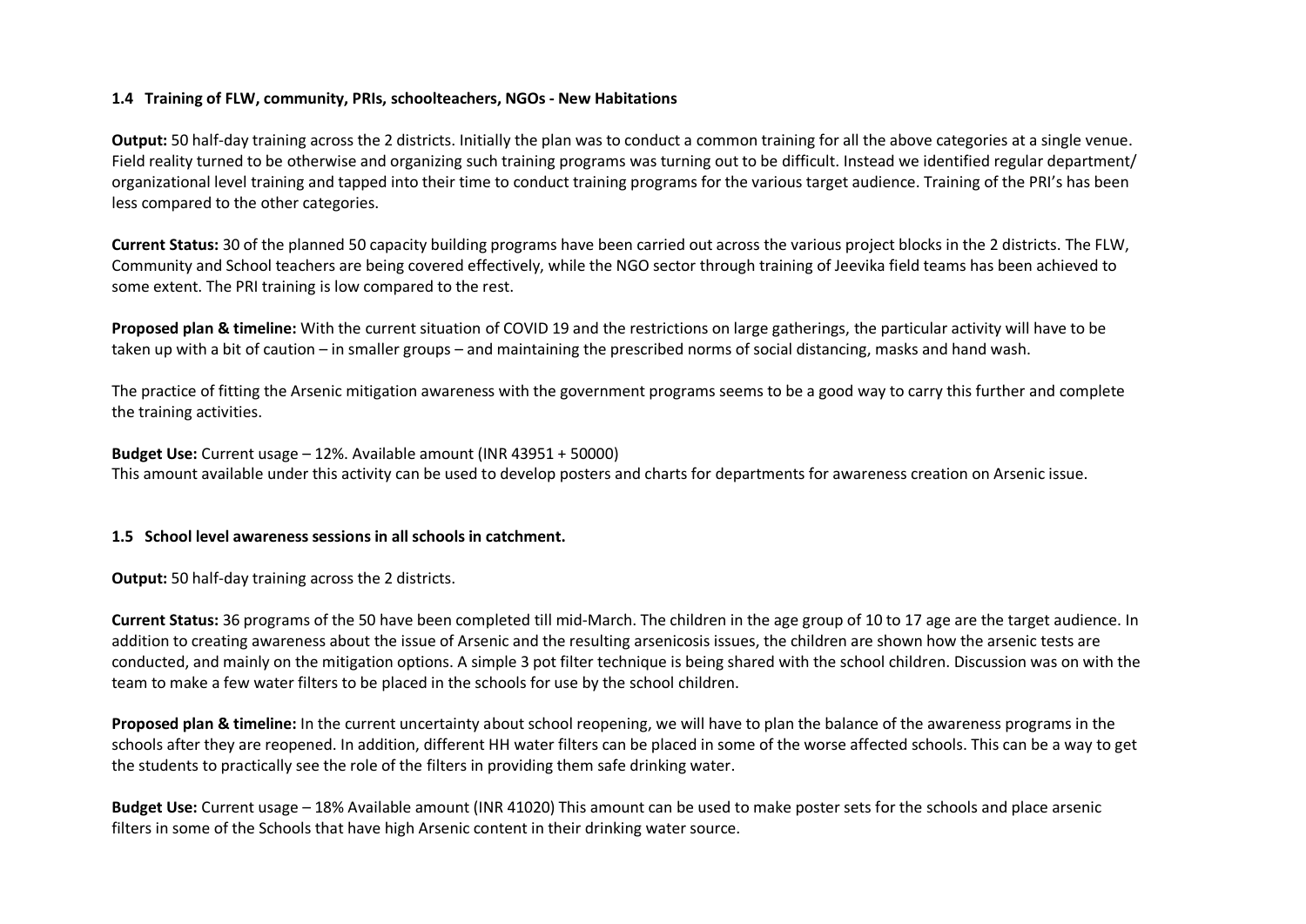### 1.4 Training of FLW, community, PRIs, schoolteachers, NGOs - New Habitations

**Output:** 50 half-day training across the 2 districts. Initially the plan was to conduct a common training for all the above categories at a single venue. Field reality turned to be otherwise and organizing such training programs was turning out to be difficult. Instead we identified regular department/ organizational level training and tapped into their time to conduct training programs for the various target audience. Training of the PRI's has been less compared to the other categories.

**Current Status:** 30 of the planned 50 capacity building programs have been carried out across the various project blocks in the 2 districts. The FLW, Community and School teachers are being covered effectively, while the NGO sector through training of Jeevika field teams has been achieved to some extent. The PRI training is low compared to the rest.

**Proposed plan & timeline:** With the current situation of COVID 19 and the restrictions on large gatherings, the particular activity will have to be taken up with a bit of caution – in smaller groups – and maintaining the prescribed norms of social distancing, masks and hand wash.

The practice of fitting the Arsenic mitigation awareness with the government programs seems to be a good way to carry this further and complete the training activities.

**Budget Use:** Current usage – 12%. Available amount (INR 43951 + 50000)
This amount available under this activity can be used to develop posters and charts for departments for awareness creation on Arsenic issue.

### 1.5 School level awareness sessions in all schools in catchment.

**Output:** 50 half-day training across the 2 districts.

**Current Status:** 36 programs of the 50 have been completed till mid-March. The children in the age group of 10 to 17 age are the target audience. In addition to creating awareness about the issue of Arsenic and the resulting arsenicosis issues, the children are shown how the arsenic tests are conducted, and mainly on the mitigation options. A simple 3 pot filter technique is being shared with the school children. Discussion was on with the team to make a few water filters to be placed in the schools for use by the school children.

**Proposed plan & timeline:** In the current uncertainty about school reopening, we will have to plan the balance of the awareness programs in the schools after they are reopened. In addition, different HH water filters can be placed in some of the worse affected schools. This can be a way to get the students to practically see the role of the filters in providing them safe drinking water.

**Budget Use:** Current usage – 18% Available amount (INR 41020) This amount can be used to make poster sets for the schools and place arsenic filters in some of the Schools that have high Arsenic content in their drinking water source.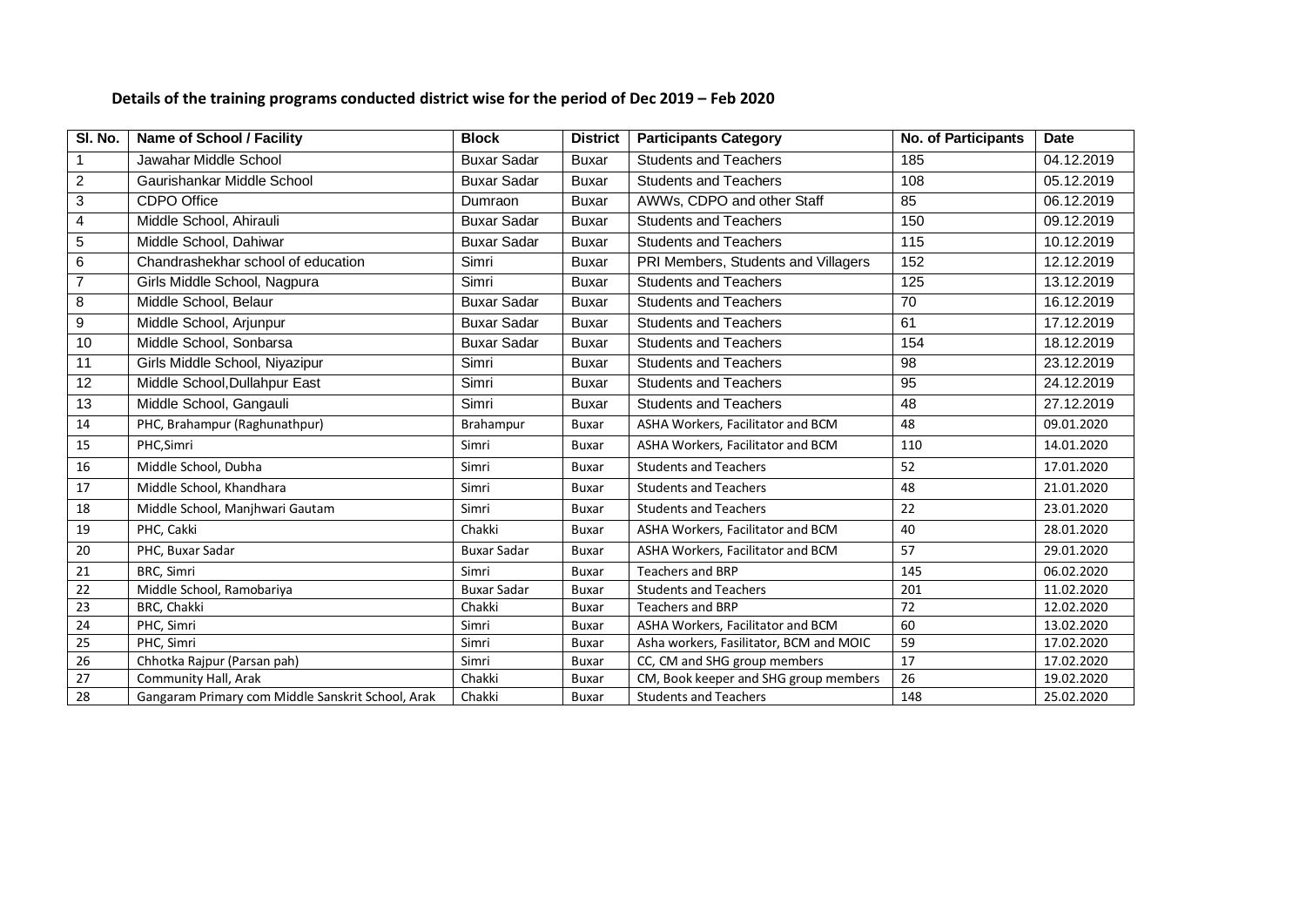**Details of the training programs conducted district wise for the period of Dec 2019 – Feb 2020**

| Sl. No. | Name of School / Facility | Block | District | Participants Category | No. of Participants | Date |
|---|---|---|---|---|---|---|
| 1 | Jawahar Middle School | Buxar Sadar | Buxar | Students and Teachers | 185 | 04.12.2019 |
| 2 | Gaurishankar Middle School | Buxar Sadar | Buxar | Students and Teachers | 108 | 05.12.2019 |
| 3 | CDPO Office | Dumraon | Buxar | AWWs, CDPO and other Staff | 85 | 06.12.2019 |
| 4 | Middle School, Ahirauli | Buxar Sadar | Buxar | Students and Teachers | 150 | 09.12.2019 |
| 5 | Middle School, Dahiwar | Buxar Sadar | Buxar | Students and Teachers | 115 | 10.12.2019 |
| 6 | Chandrashekhar school of education | Simri | Buxar | PRI Members, Students and Villagers | 152 | 12.12.2019 |
| 7 | Girls Middle School, Nagpura | Simri | Buxar | Students and Teachers | 125 | 13.12.2019 |
| 8 | Middle School, Belaur | Buxar Sadar | Buxar | Students and Teachers | 70 | 16.12.2019 |
| 9 | Middle School, Arjunpur | Buxar Sadar | Buxar | Students and Teachers | 61 | 17.12.2019 |
| 10 | Middle School, Sonbarsa | Buxar Sadar | Buxar | Students and Teachers | 154 | 18.12.2019 |
| 11 | Girls Middle School, Niyazipur | Simri | Buxar | Students and Teachers | 98 | 23.12.2019 |
| 12 | Middle School,Dullahpur East | Simri | Buxar | Students and Teachers | 95 | 24.12.2019 |
| 13 | Middle School, Gangauli | Simri | Buxar | Students and Teachers | 48 | 27.12.2019 |
| 14 | PHC, Brahampur (Raghunathpur) | Brahampur | Buxar | ASHA Workers, Facilitator and BCM | 48 | 09.01.2020 |
| 15 | PHC,Simri | Simri | Buxar | ASHA Workers, Facilitator and BCM | 110 | 14.01.2020 |
| 16 | Middle School, Dubha | Simri | Buxar | Students and Teachers | 52 | 17.01.2020 |
| 17 | Middle School, Khandhara | Simri | Buxar | Students and Teachers | 48 | 21.01.2020 |
| 18 | Middle School, Manjhwari Gautam | Simri | Buxar | Students and Teachers | 22 | 23.01.2020 |
| 19 | PHC, Cakki | Chakki | Buxar | ASHA Workers, Facilitator and BCM | 40 | 28.01.2020 |
| 20 | PHC, Buxar Sadar | Buxar Sadar | Buxar | ASHA Workers, Facilitator and BCM | 57 | 29.01.2020 |
| 21 | BRC, Simri | Simri | Buxar | Teachers and BRP | 145 | 06.02.2020 |
| 22 | Middle School, Ramobariya | Buxar Sadar | Buxar | Students and Teachers | 201 | 11.02.2020 |
| 23 | BRC, Chakki | Chakki | Buxar | Teachers and BRP | 72 | 12.02.2020 |
| 24 | PHC, Simri | Simri | Buxar | ASHA Workers, Facilitator and BCM | 60 | 13.02.2020 |
| 25 | PHC, Simri | Simri | Buxar | Asha workers, Fasilitator, BCM and MOIC | 59 | 17.02.2020 |
| 26 | Chhotka Rajpur (Parsan pah) | Simri | Buxar | CC, CM and SHG group members | 17 | 17.02.2020 |
| 27 | Community Hall, Arak | Chakki | Buxar | CM, Book keeper and SHG group members | 26 | 19.02.2020 |
| 28 | Gangaram Primary com Middle Sanskrit School, Arak | Chakki | Buxar | Students and Teachers | 148 | 25.02.2020 |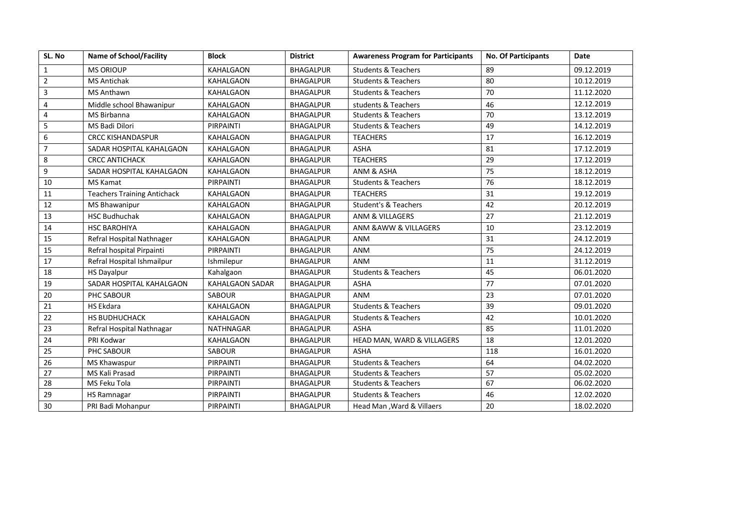| SL. No | Name of School/Facility | Block | District | Awareness Program for Participants | No. Of Participants | Date |
|---|---|---|---|---|---|---|
| 1 | MS ORIOUP | KAHALGAON | BHAGALPUR | Students & Teachers | 89 | 09.12.2019 |
| 2 | MS Antichak | KAHALGAON | BHAGALPUR | Students & Teachers | 80 | 10.12.2019 |
| 3 | MS Anthawn | KAHALGAON | BHAGALPUR | Students & Teachers | 70 | 11.12.2020 |
| 4 | Middle school Bhawanipur | KAHALGAON | BHAGALPUR | students & Teachers | 46 | 12.12.2019 |
| 4 | MS Birbanna | KAHALGAON | BHAGALPUR | Students & Teachers | 70 | 13.12.2019 |
| 5 | MS Badi Dilori | PIRPAINTI | BHAGALPUR | Students & Teachers | 49 | 14.12.2019 |
| 6 | CRCC KISHANDASPUR | KAHALGAON | BHAGALPUR | TEACHERS | 17 | 16.12.2019 |
| 7 | SADAR HOSPITAL KAHALGAON | KAHALGAON | BHAGALPUR | ASHA | 81 | 17.12.2019 |
| 8 | CRCC ANTICHACK | KAHALGAON | BHAGALPUR | TEACHERS | 29 | 17.12.2019 |
| 9 | SADAR HOSPITAL KAHALGAON | KAHALGAON | BHAGALPUR | ANM & ASHA | 75 | 18.12.2019 |
| 10 | MS Kamat | PIRPAINTI | BHAGALPUR | Students & Teachers | 76 | 18.12.2019 |
| 11 | Teachers Training Antichack | KAHALGAON | BHAGALPUR | TEACHERS | 31 | 19.12.2019 |
| 12 | MS Bhawanipur | KAHALGAON | BHAGALPUR | Student's & Teachers | 42 | 20.12.2019 |
| 13 | HSC Budhuchak | KAHALGAON | BHAGALPUR | ANM & VILLAGERS | 27 | 21.12.2019 |
| 14 | HSC BAROHIYA | KAHALGAON | BHAGALPUR | ANM &AWW & VILLAGERS | 10 | 23.12.2019 |
| 15 | Refral Hospital Nathnager | KAHALGAON | BHAGALPUR | ANM | 31 | 24.12.2019 |
| 15 | Refral hospital Pirpainti | PIRPAINTI | BHAGALPUR | ANM | 75 | 24.12.2019 |
| 17 | Refral Hospital Ishmailpur | Ishmilepur | BHAGALPUR | ANM | 11 | 31.12.2019 |
| 18 | HS Dayalpur | Kahalgaon | BHAGALPUR | Students & Teachers | 45 | 06.01.2020 |
| 19 | SADAR HOSPITAL KAHALGAON | KAHALGAON SADAR | BHAGALPUR | ASHA | 77 | 07.01.2020 |
| 20 | PHC SABOUR | SABOUR | BHAGALPUR | ANM | 23 | 07.01.2020 |
| 21 | HS Ekdara | KAHALGAON | BHAGALPUR | Students & Teachers | 39 | 09.01.2020 |
| 22 | HS BUDHUCHACK | KAHALGAON | BHAGALPUR | Students & Teachers | 42 | 10.01.2020 |
| 23 | Refral Hospital Nathnagar | NATHNAGAR | BHAGALPUR | ASHA | 85 | 11.01.2020 |
| 24 | PRI Kodwar | KAHALGAON | BHAGALPUR | HEAD MAN, WARD & VILLAGERS | 18 | 12.01.2020 |
| 25 | PHC SABOUR | SABOUR | BHAGALPUR | ASHA | 118 | 16.01.2020 |
| 26 | MS Khawaspur | PIRPAINTI | BHAGALPUR | Students & Teachers | 64 | 04.02.2020 |
| 27 | MS Kali Prasad | PIRPAINTI | BHAGALPUR | Students & Teachers | 57 | 05.02.2020 |
| 28 | MS Feku Tola | PIRPAINTI | BHAGALPUR | Students & Teachers | 67 | 06.02.2020 |
| 29 | HS Ramnagar | PIRPAINTI | BHAGALPUR | Students & Teachers | 46 | 12.02.2020 |
| 30 | PRI Badi Mohanpur | PIRPAINTI | BHAGALPUR | Head Man ,Ward & Villaers | 20 | 18.02.2020 |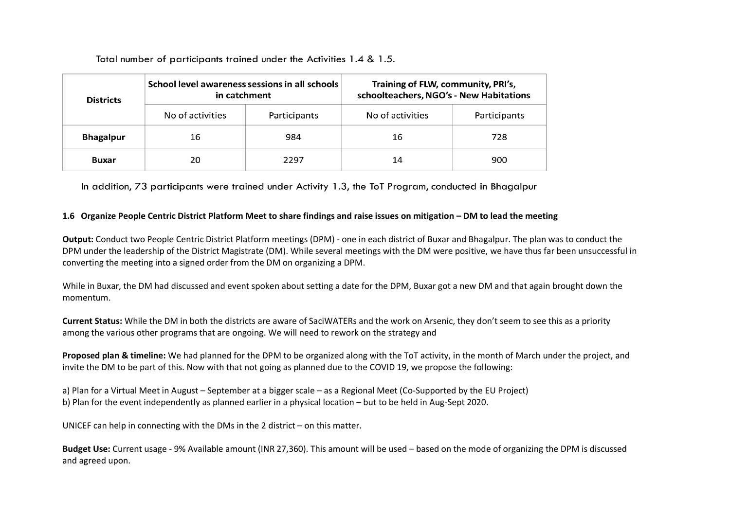Total number of participants trained under the Activities 1.4 & 1.5.

| Districts | School level awareness sessions in all schools in catchment | | Training of FLW, community, PRI's, schoolteachers, NGO's - New Habitations | |
|---|---|---|---|---|
| | No of activities | Participants | No of activities | Participants |
| **Bhagalpur** | 16 | 984 | 16 | 728 |
| **Buxar** | 20 | 2297 | 14 | 900 |

In addition, 73 participants were trained under Activity 1.3, the ToT Program, conducted in Bhagalpur

### 1.6 Organize People Centric District Platform Meet to share findings and raise issues on mitigation – DM to lead the meeting

**Output:** Conduct two People Centric District Platform meetings (DPM) - one in each district of Buxar and Bhagalpur. The plan was to conduct the DPM under the leadership of the District Magistrate (DM). While several meetings with the DM were positive, we have thus far been unsuccessful in converting the meeting into a signed order from the DM on organizing a DPM.

While in Buxar, the DM had discussed and event spoken about setting a date for the DPM, Buxar got a new DM and that again brought down the momentum.

**Current Status:** While the DM in both the districts are aware of SaciWATERs and the work on Arsenic, they don't seem to see this as a priority among the various other programs that are ongoing. We will need to rework on the strategy and

**Proposed plan & timeline:** We had planned for the DPM to be organized along with the ToT activity, in the month of March under the project, and invite the DM to be part of this. Now with that not going as planned due to the COVID 19, we propose the following:

a) Plan for a Virtual Meet in August – September at a bigger scale – as a Regional Meet (Co-Supported by the EU Project)
b) Plan for the event independently as planned earlier in a physical location – but to be held in Aug-Sept 2020.

UNICEF can help in connecting with the DMs in the 2 district – on this matter.

**Budget Use:** Current usage - 9% Available amount (INR 27,360). This amount will be used – based on the mode of organizing the DPM is discussed and agreed upon.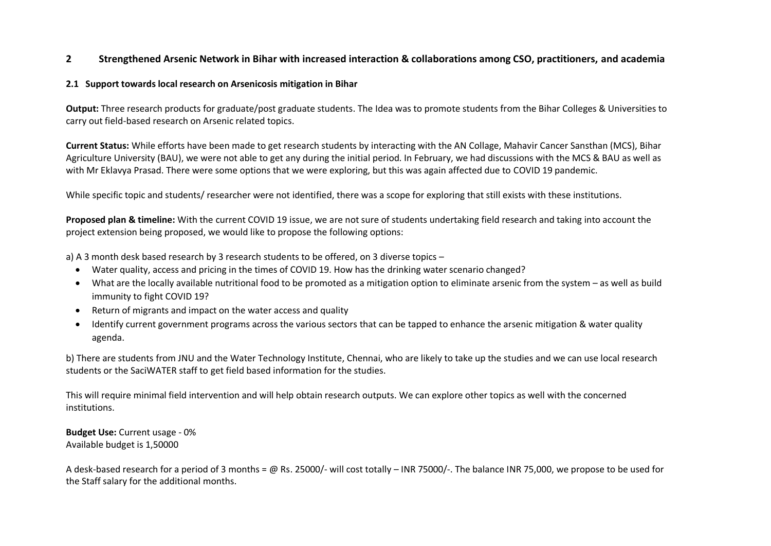## 2 Strengthened Arsenic Network in Bihar with increased interaction & collaborations among CSO, practitioners, and academia

### 2.1 Support towards local research on Arsenicosis mitigation in Bihar

**Output:** Three research products for graduate/post graduate students. The Idea was to promote students from the Bihar Colleges & Universities to carry out field-based research on Arsenic related topics.

**Current Status:** While efforts have been made to get research students by interacting with the AN Collage, Mahavir Cancer Sansthan (MCS), Bihar Agriculture University (BAU), we were not able to get any during the initial period. In February, we had discussions with the MCS & BAU as well as with Mr Eklavya Prasad. There were some options that we were exploring, but this was again affected due to COVID 19 pandemic.

While specific topic and students/ researcher were not identified, there was a scope for exploring that still exists with these institutions.

**Proposed plan & timeline:** With the current COVID 19 issue, we are not sure of students undertaking field research and taking into account the project extension being proposed, we would like to propose the following options:

a) A 3 month desk based research by 3 research students to be offered, on 3 diverse topics –

- Water quality, access and pricing in the times of COVID 19. How has the drinking water scenario changed?
- What are the locally available nutritional food to be promoted as a mitigation option to eliminate arsenic from the system – as well as build immunity to fight COVID 19?
- Return of migrants and impact on the water access and quality
- Identify current government programs across the various sectors that can be tapped to enhance the arsenic mitigation & water quality agenda.

b) There are students from JNU and the Water Technology Institute, Chennai, who are likely to take up the studies and we can use local research students or the SaciWATER staff to get field based information for the studies.

This will require minimal field intervention and will help obtain research outputs. We can explore other topics as well with the concerned institutions.

**Budget Use:** Current usage - 0%
Available budget is 1,50000

A desk-based research for a period of 3 months = @ Rs. 25000/- will cost totally – INR 75000/-. The balance INR 75,000, we propose to be used for the Staff salary for the additional months.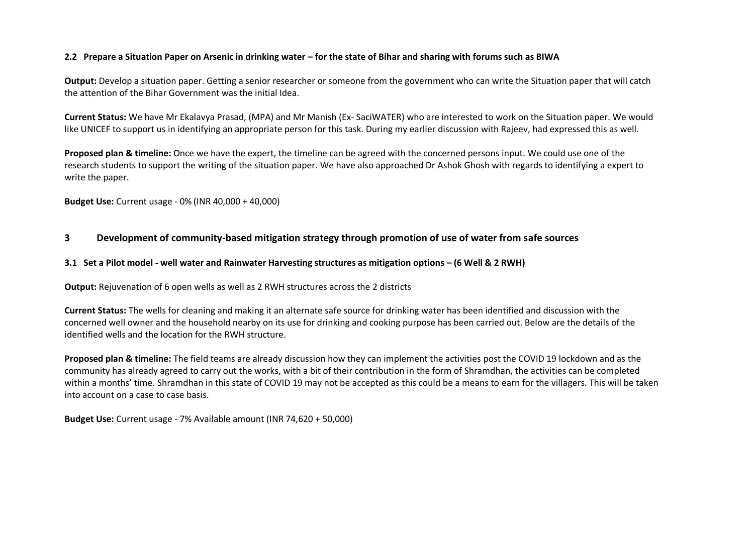### 2.2 Prepare a Situation Paper on Arsenic in drinking water – for the state of Bihar and sharing with forums such as BIWA

**Output:** Develop a situation paper. Getting a senior researcher or someone from the government who can write the Situation paper that will catch the attention of the Bihar Government was the initial Idea.

**Current Status:** We have Mr Ekalavya Prasad, (MPA) and Mr Manish (Ex- SaciWATER) who are interested to work on the Situation paper. We would like UNICEF to support us in identifying an appropriate person for this task. During my earlier discussion with Rajeev, had expressed this as well.

**Proposed plan & timeline:** Once we have the expert, the timeline can be agreed with the concerned persons input. We could use one of the research students to support the writing of the situation paper. We have also approached Dr Ashok Ghosh with regards to identifying a expert to write the paper.

**Budget Use:** Current usage - 0% (INR 40,000 + 40,000)

## 3 Development of community-based mitigation strategy through promotion of use of water from safe sources

### 3.1 Set a Pilot model - well water and Rainwater Harvesting structures as mitigation options – (6 Well & 2 RWH)

**Output:** Rejuvenation of 6 open wells as well as 2 RWH structures across the 2 districts

**Current Status:** The wells for cleaning and making it an alternate safe source for drinking water has been identified and discussion with the concerned well owner and the household nearby on its use for drinking and cooking purpose has been carried out. Below are the details of the identified wells and the location for the RWH structure.

**Proposed plan & timeline:** The field teams are already discussion how they can implement the activities post the COVID 19 lockdown and as the community has already agreed to carry out the works, with a bit of their contribution in the form of Shramdhan, the activities can be completed within a months' time. Shramdhan in this state of COVID 19 may not be accepted as this could be a means to earn for the villagers. This will be taken into account on a case to case basis.

**Budget Use:** Current usage - 7% Available amount (INR 74,620 + 50,000)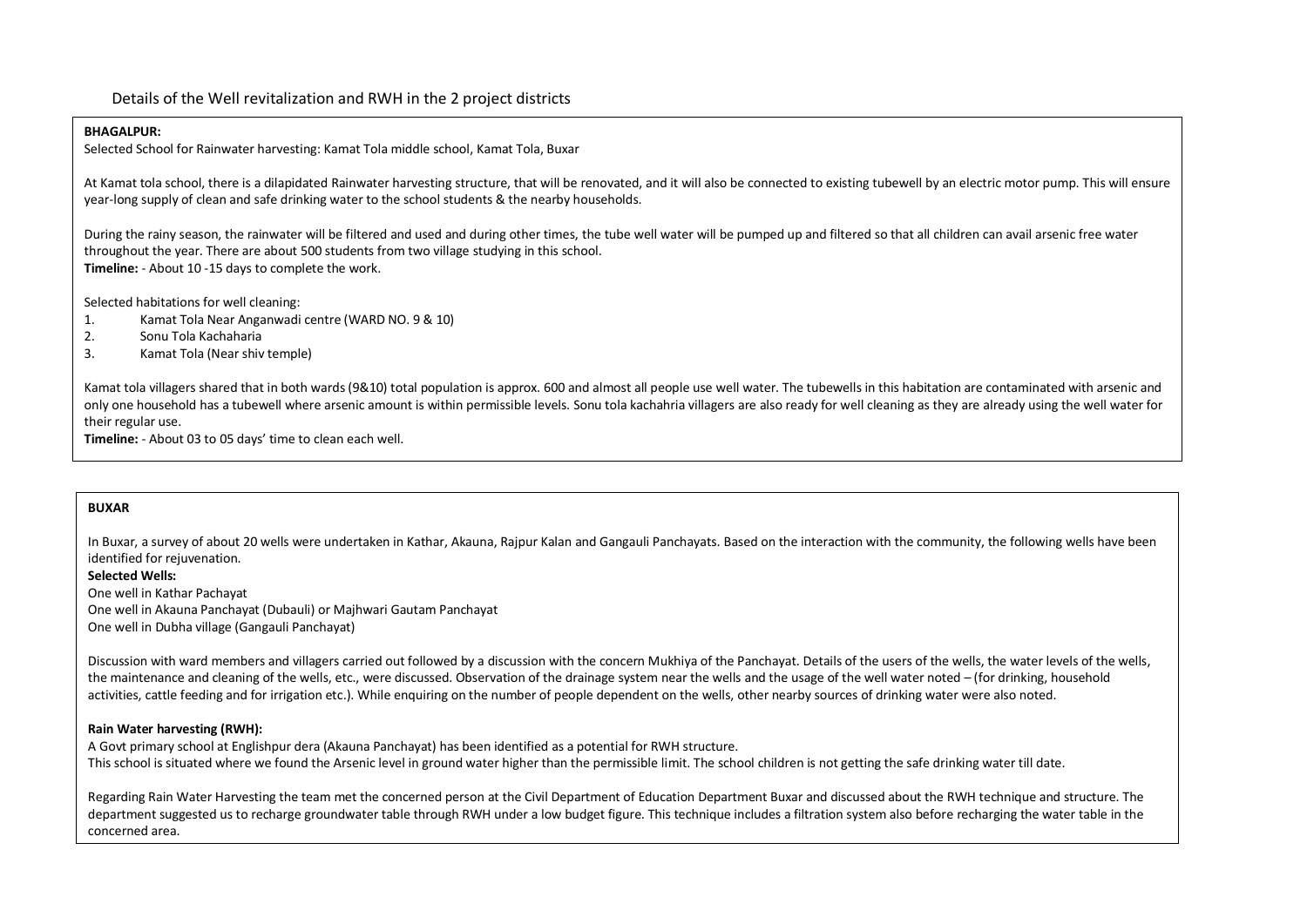Details of the Well revitalization and RWH in the 2 project districts

**BHAGALPUR:**

Selected School for Rainwater harvesting: Kamat Tola middle school, Kamat Tola, Buxar

At Kamat tola school, there is a dilapidated Rainwater harvesting structure, that will be renovated, and it will also be connected to existing tubewell by an electric motor pump. This will ensure year-long supply of clean and safe drinking water to the school students & the nearby households.

During the rainy season, the rainwater will be filtered and used and during other times, the tube well water will be pumped up and filtered so that all children can avail arsenic free water throughout the year. There are about 500 students from two village studying in this school.

**Timeline:** - About 10 -15 days to complete the work.

Selected habitations for well cleaning:

1. Kamat Tola Near Anganwadi centre (WARD NO. 9 & 10)
2. Sonu Tola Kachaharia
3. Kamat Tola (Near shiv temple)

Kamat tola villagers shared that in both wards (9&10) total population is approx. 600 and almost all people use well water. The tubewells in this habitation are contaminated with arsenic and only one household has a tubewell where arsenic amount is within permissible levels. Sonu tola kachahria villagers are also ready for well cleaning as they are already using the well water for their regular use.

**Timeline:** - About 03 to 05 days' time to clean each well.

**BUXAR**

In Buxar, a survey of about 20 wells were undertaken in Kathar, Akauna, Rajpur Kalan and Gangauli Panchayats. Based on the interaction with the community, the following wells have been identified for rejuvenation.

**Selected Wells:**

One well in Kathar Pachayat

One well in Akauna Panchayat (Dubauli) or Majhwari Gautam Panchayat

One well in Dubha village (Gangauli Panchayat)

Discussion with ward members and villagers carried out followed by a discussion with the concern Mukhiya of the Panchayat. Details of the users of the wells, the water levels of the wells, the maintenance and cleaning of the wells, etc., were discussed. Observation of the drainage system near the wells and the usage of the well water noted – (for drinking, household activities, cattle feeding and for irrigation etc.). While enquiring on the number of people dependent on the wells, other nearby sources of drinking water were also noted.

**Rain Water harvesting (RWH):**

A Govt primary school at Englishpur dera (Akauna Panchayat) has been identified as a potential for RWH structure.

This school is situated where we found the Arsenic level in ground water higher than the permissible limit. The school children is not getting the safe drinking water till date.

Regarding Rain Water Harvesting the team met the concerned person at the Civil Department of Education Department Buxar and discussed about the RWH technique and structure. The department suggested us to recharge groundwater table through RWH under a low budget figure. This technique includes a filtration system also before recharging the water table in the concerned area.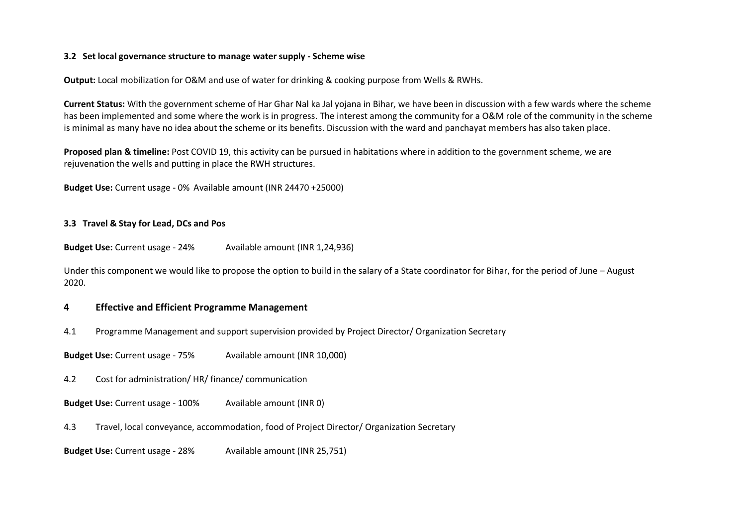### 3.2 Set local governance structure to manage water supply - Scheme wise

**Output:** Local mobilization for O&M and use of water for drinking & cooking purpose from Wells & RWHs.

**Current Status:** With the government scheme of Har Ghar Nal ka Jal yojana in Bihar, we have been in discussion with a few wards where the scheme has been implemented and some where the work is in progress. The interest among the community for a O&M role of the community in the scheme is minimal as many have no idea about the scheme or its benefits. Discussion with the ward and panchayat members has also taken place.

**Proposed plan & timeline:** Post COVID 19, this activity can be pursued in habitations where in addition to the government scheme, we are rejuvenation the wells and putting in place the RWH structures.

**Budget Use:** Current usage - 0% Available amount (INR 24470 +25000)

### 3.3 Travel & Stay for Lead, DCs and Pos

**Budget Use:** Current usage - 24% Available amount (INR 1,24,936)

Under this component we would like to propose the option to build in the salary of a State coordinator for Bihar, for the period of June – August 2020.

## 4 Effective and Efficient Programme Management

4.1 Programme Management and support supervision provided by Project Director/ Organization Secretary

**Budget Use:** Current usage - 75% Available amount (INR 10,000)

4.2 Cost for administration/ HR/ finance/ communication

**Budget Use:** Current usage - 100% Available amount (INR 0)

4.3 Travel, local conveyance, accommodation, food of Project Director/ Organization Secretary

**Budget Use:** Current usage - 28% Available amount (INR 25,751)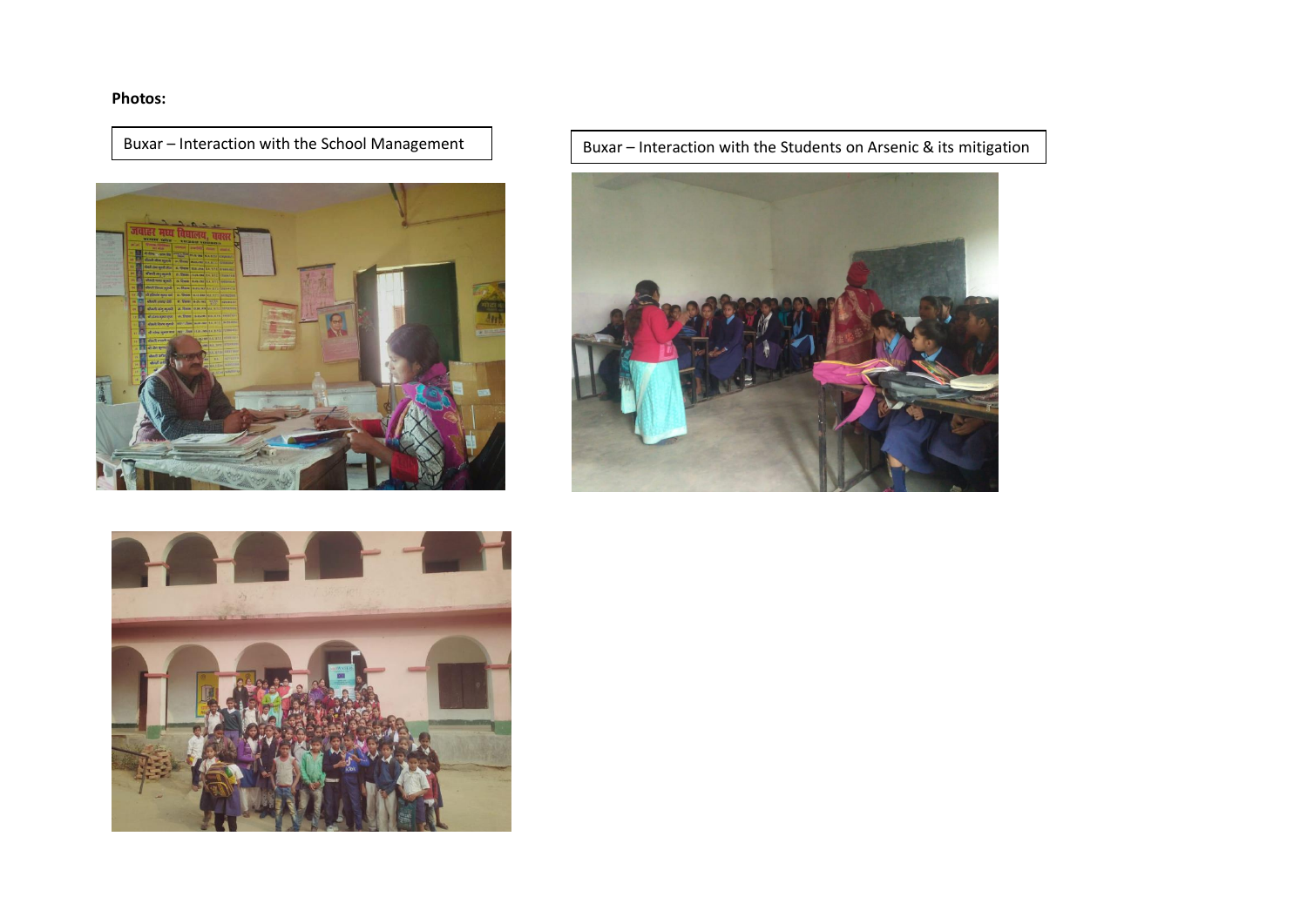**Photos:**

Buxar – Interaction with the School Management

Buxar – Interaction with the Students on Arsenic & its mitigation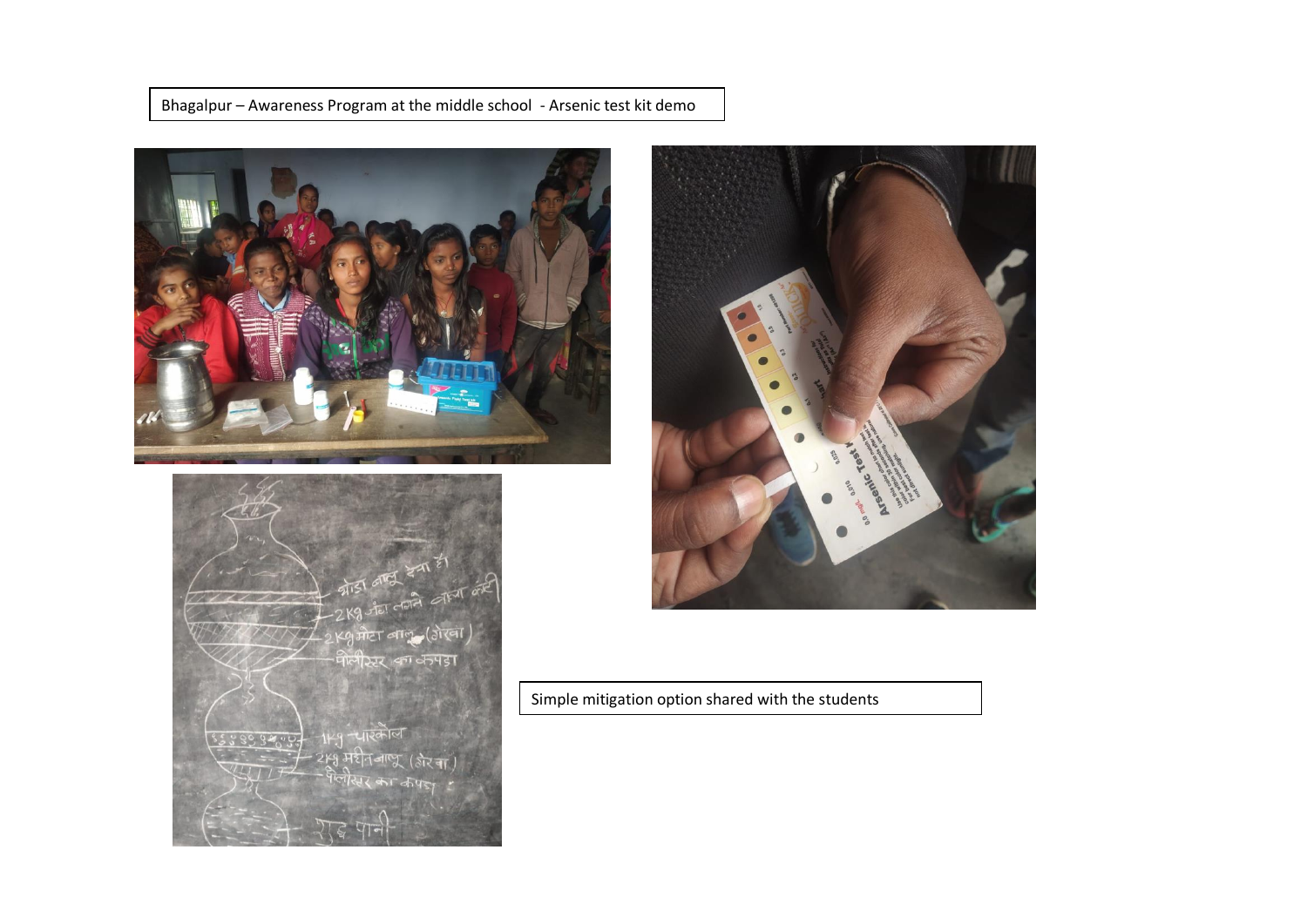Bhagalpur – Awareness Program at the middle school - Arsenic test kit demo

Simple mitigation option shared with the students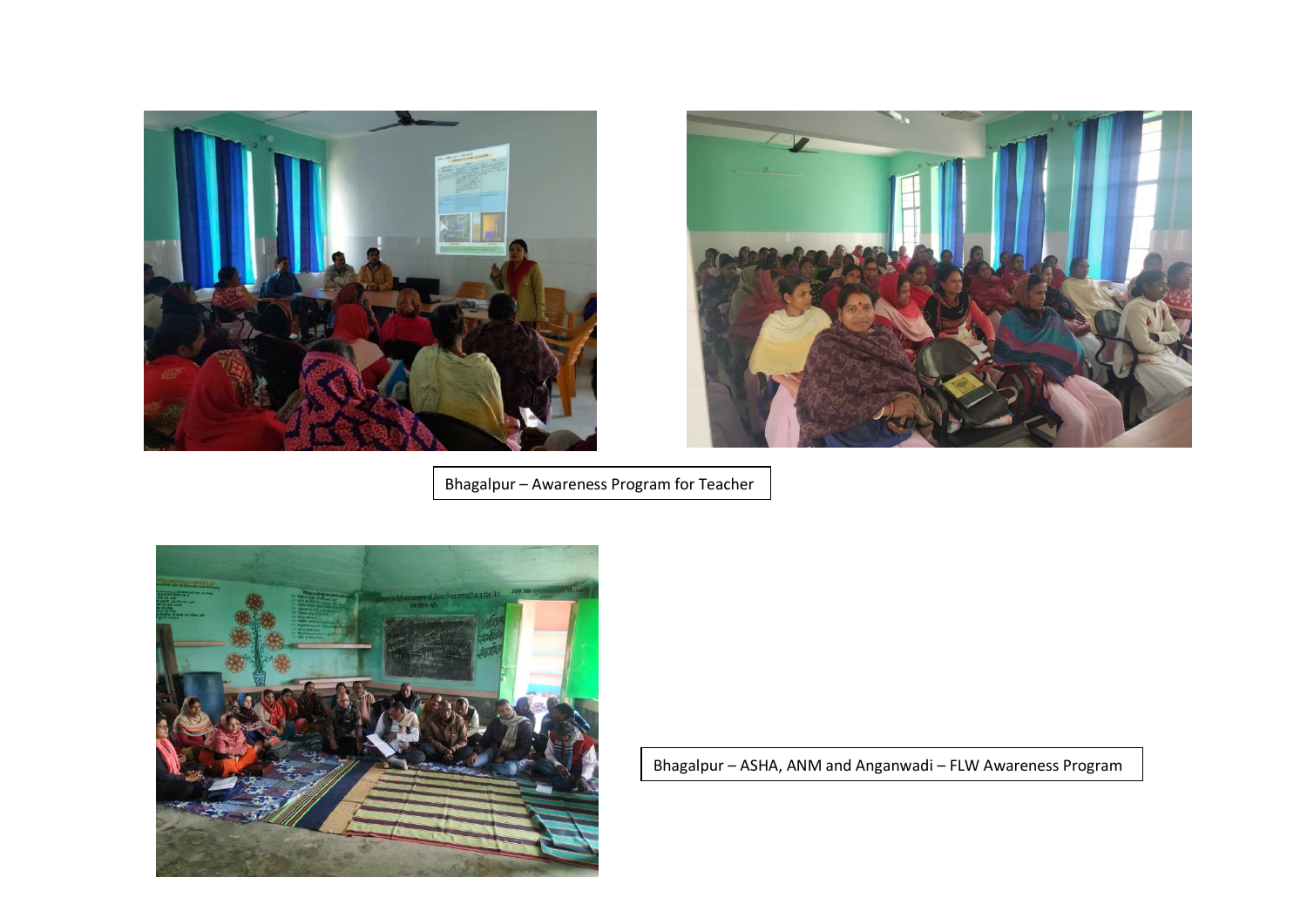Bhagalpur – Awareness Program for Teacher

Bhagalpur – ASHA, ANM and Anganwadi – FLW Awareness Program